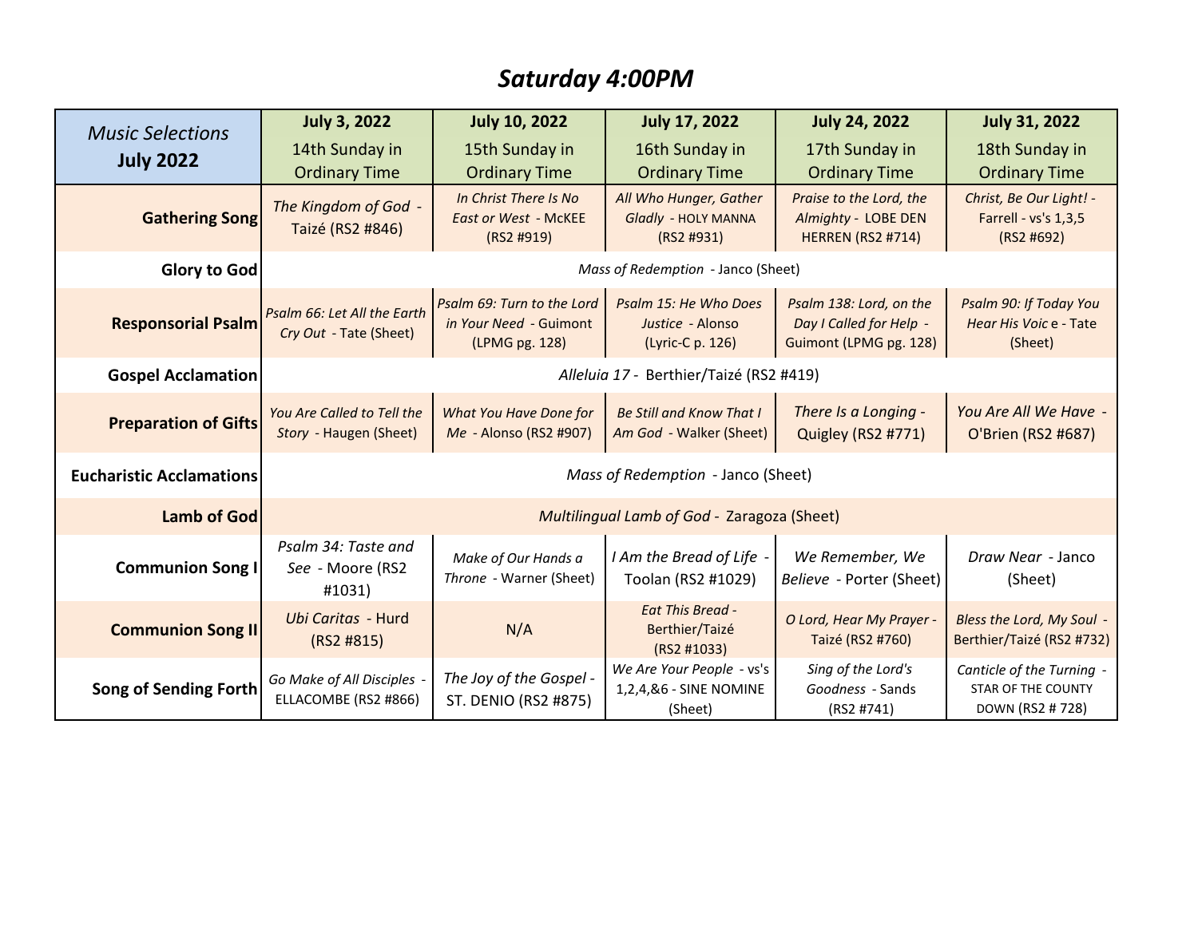# *Saturday 4:00PM*

| *Music Selections* **July 2022** | **July 3, 2022** 14th Sunday in Ordinary Time | **July 10, 2022** 15th Sunday in Ordinary Time | **July 17, 2022** 16th Sunday in Ordinary Time | **July 24, 2022** 17th Sunday in Ordinary Time | **July 31, 2022** 18th Sunday in Ordinary Time |
|---|---|---|---|---|---|
| **Gathering Song** | *The Kingdom of God* - Taizé (RS2 #846) | *In Christ There Is No East or West* - McKEE (RS2 #919) | *All Who Hunger, Gather Gladly* - HOLY MANNA (RS2 #931) | *Praise to the Lord, the Almighty* - LOBE DEN HERREN (RS2 #714) | *Christ, Be Our Light!* - Farrell - vs's 1,3,5 (RS2 #692) |
| **Glory to God** | *Mass of Redemption* - Janco (Sheet) | | | | |
| **Responsorial Psalm** | *Psalm 66: Let All the Earth Cry Out* - Tate (Sheet) | *Psalm 69: Turn to the Lord in Your Need* - Guimont (LPMG pg. 128) | *Psalm 15: He Who Does Justice* - Alonso (Lyric-C p. 126) | *Psalm 138: Lord, on the Day I Called for Help* - Guimont (LPMG pg. 128) | *Psalm 90: If Today You Hear His Voic* e - Tate (Sheet) |
| **Gospel Acclamation** | *Alleluia 17* - Berthier/Taizé (RS2 #419) | | | | |
| **Preparation of Gifts** | *You Are Called to Tell the Story* - Haugen (Sheet) | *What You Have Done for Me* - Alonso (RS2 #907) | *Be Still and Know That I Am God* - Walker (Sheet) | *There Is a Longing* - Quigley (RS2 #771) | *You Are All We Have* - O'Brien (RS2 #687) |
| **Eucharistic Acclamations** | *Mass of Redemption* - Janco (Sheet) | | | | |
| **Lamb of God** | *Multilingual Lamb of God* - Zaragoza (Sheet) | | | | |
| **Communion Song I** | *Psalm 34: Taste and See* - Moore (RS2 #1031) | *Make of Our Hands a Throne* - Warner (Sheet) | *I Am the Bread of Life* - Toolan (RS2 #1029) | *We Remember, We Believe* - Porter (Sheet) | *Draw Near* - Janco (Sheet) |
| **Communion Song II** | *Ubi Caritas* - Hurd (RS2 #815) | N/A | *Eat This Bread* - Berthier/Taizé (RS2 #1033) | *O Lord, Hear My Prayer* - Taizé (RS2 #760) | *Bless the Lord, My Soul* - Berthier/Taizé (RS2 #732) |
| **Song of Sending Forth** | *Go Make of All Disciples* - ELLACOMBE (RS2 #866) | *The Joy of the Gospel* - ST. DENIO (RS2 #875) | *We Are Your People* - vs's 1,2,4,&6 - SINE NOMINE (Sheet) | *Sing of the Lord's Goodness* - Sands (RS2 #741) | *Canticle of the Turning* - STAR OF THE COUNTY DOWN (RS2 # 728) |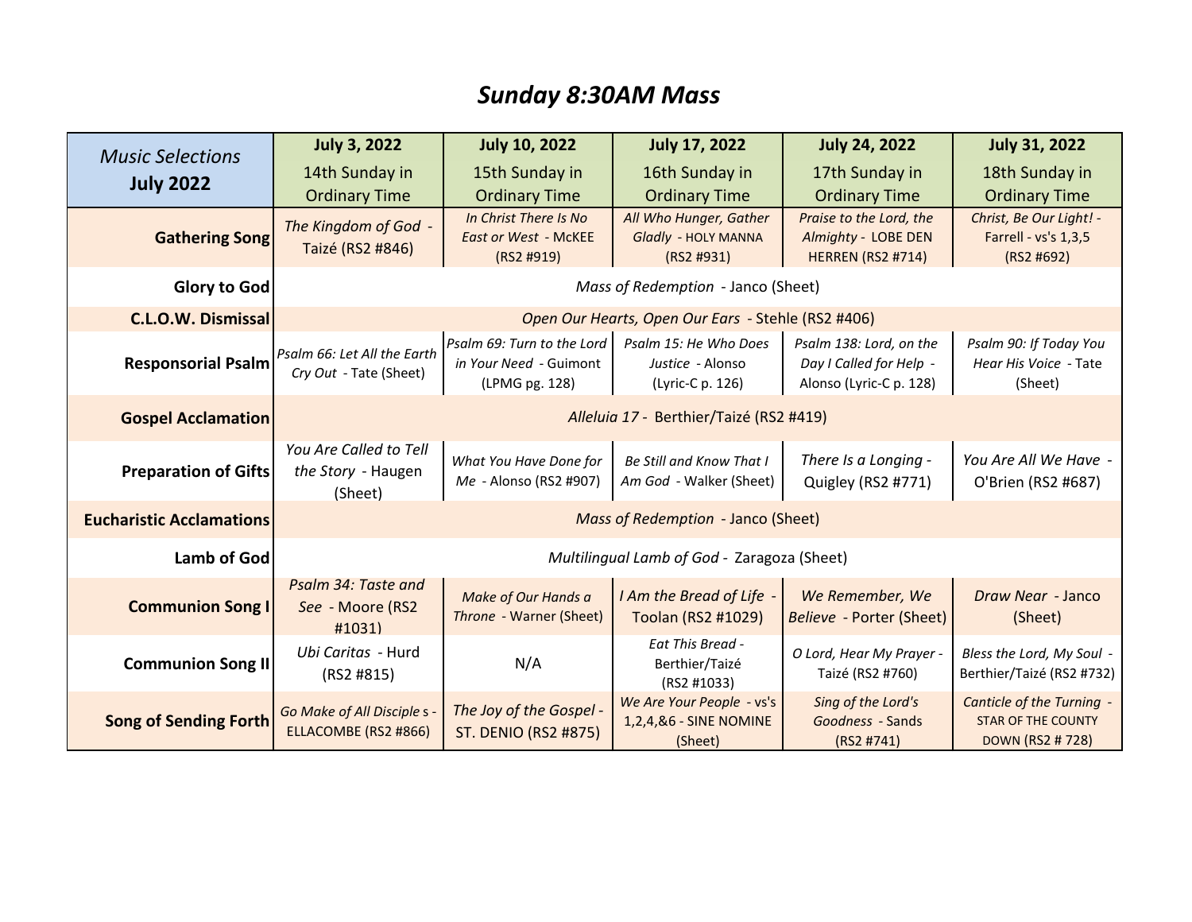# *Sunday 8:30AM Mass*

| *Music Selections* **July 2022** | **July 3, 2022** 14th Sunday in Ordinary Time | **July 10, 2022** 15th Sunday in Ordinary Time | **July 17, 2022** 16th Sunday in Ordinary Time | **July 24, 2022** 17th Sunday in Ordinary Time | **July 31, 2022** 18th Sunday in Ordinary Time |
|---|---|---|---|---|---|
| **Gathering Song** | *The Kingdom of God* - Taizé (RS2 #846) | *In Christ There Is No East or West* - McKEE (RS2 #919) | *All Who Hunger, Gather Gladly* - HOLY MANNA (RS2 #931) | *Praise to the Lord, the Almighty* - LOBE DEN HERREN (RS2 #714) | *Christ, Be Our Light!* - Farrell - vs's 1,3,5 (RS2 #692) |
| **Glory to God** | *Mass of Redemption* - Janco (Sheet) | | | | |
| **C.L.O.W. Dismissal** | *Open Our Hearts, Open Our Ears* - Stehle (RS2 #406) | | | | |
| **Responsorial Psalm** | *Psalm 66: Let All the Earth Cry Out* - Tate (Sheet) | *Psalm 69: Turn to the Lord in Your Need* - Guimont (LPMG pg. 128) | *Psalm 15: He Who Does Justice* - Alonso (Lyric-C p. 126) | *Psalm 138: Lord, on the Day I Called for Help* - Alonso (Lyric-C p. 128) | *Psalm 90: If Today You Hear His Voice* - Tate (Sheet) |
| **Gospel Acclamation** | *Alleluia 17* - Berthier/Taizé (RS2 #419) | | | | |
| **Preparation of Gifts** | *You Are Called to Tell the Story* - Haugen (Sheet) | *What You Have Done for Me* - Alonso (RS2 #907) | *Be Still and Know That I Am God* - Walker (Sheet) | *There Is a Longing* - Quigley (RS2 #771) | *You Are All We Have* - O'Brien (RS2 #687) |
| **Eucharistic Acclamations** | *Mass of Redemption* - Janco (Sheet) | | | | |
| **Lamb of God** | *Multilingual Lamb of God* - Zaragoza (Sheet) | | | | |
| **Communion Song I** | *Psalm 34: Taste and See* - Moore (RS2 #1031) | *Make of Our Hands a Throne* - Warner (Sheet) | *I Am the Bread of Life* - Toolan (RS2 #1029) | *We Remember, We Believe* - Porter (Sheet) | *Draw Near* - Janco (Sheet) |
| **Communion Song II** | *Ubi Caritas* - Hurd (RS2 #815) | N/A | *Eat This Bread* - Berthier/Taizé (RS2 #1033) | *O Lord, Hear My Prayer* - Taizé (RS2 #760) | *Bless the Lord, My Soul* - Berthier/Taizé (RS2 #732) |
| **Song of Sending Forth** | *Go Make of All Disciple* s - ELLACOMBE (RS2 #866) | *The Joy of the Gospel* - ST. DENIO (RS2 #875) | *We Are Your People* - vs's 1,2,4,&6 - SINE NOMINE (Sheet) | *Sing of the Lord's Goodness* - Sands (RS2 #741) | *Canticle of the Turning* - STAR OF THE COUNTY DOWN (RS2 # 728) |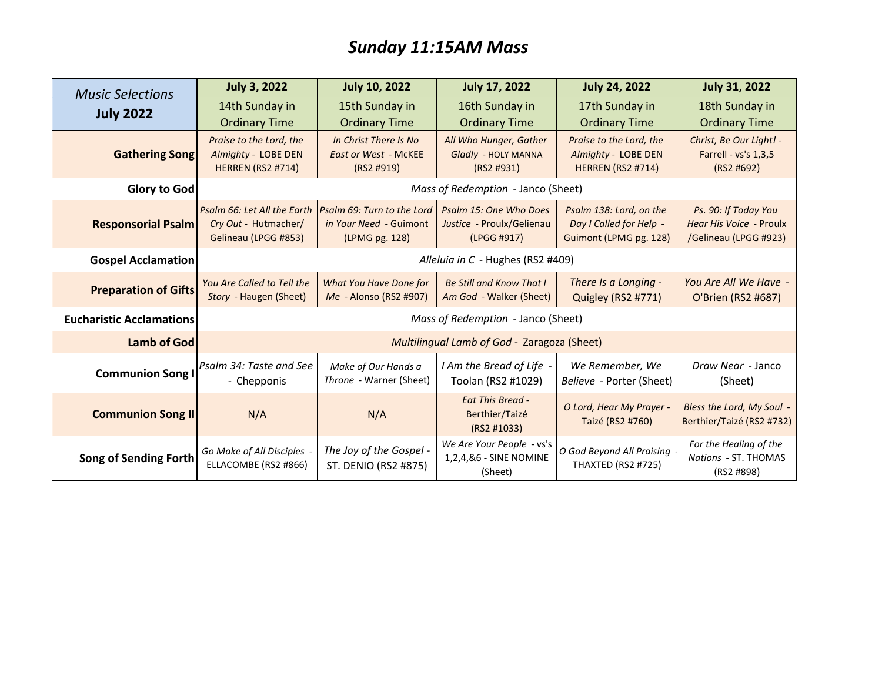# *Sunday 11:15AM Mass*

| *Music Selections* **July 2022** | **July 3, 2022** 14th Sunday in Ordinary Time | **July 10, 2022** 15th Sunday in Ordinary Time | **July 17, 2022** 16th Sunday in Ordinary Time | **July 24, 2022** 17th Sunday in Ordinary Time | **July 31, 2022** 18th Sunday in Ordinary Time |
|---|---|---|---|---|---|
| **Gathering Song** | *Praise to the Lord, the Almighty* - LOBE DEN HERREN (RS2 #714) | *In Christ There Is No East or West* - McKEE (RS2 #919) | *All Who Hunger, Gather Gladly* - HOLY MANNA (RS2 #931) | *Praise to the Lord, the Almighty* - LOBE DEN HERREN (RS2 #714) | *Christ, Be Our Light!* - Farrell - vs's 1,3,5 (RS2 #692) |
| **Glory to God** | *Mass of Redemption* - Janco (Sheet) | | | | |
| **Responsorial Psalm** | *Psalm 66: Let All the Earth Cry Out* - Hutmacher/ Gelineau (LPGG #853) | *Psalm 69: Turn to the Lord in Your Need* - Guimont (LPMG pg. 128) | *Psalm 15: One Who Does Justice* - Proulx/Gelienau (LPGG #917) | *Psalm 138: Lord, on the Day I Called for Help* - Guimont (LPMG pg. 128) | *Ps. 90: If Today You Hear His Voice* - Proulx /Gelineau (LPGG #923) |
| **Gospel Acclamation** | *Alleluia in C* - Hughes (RS2 #409) | | | | |
| **Preparation of Gifts** | *You Are Called to Tell the Story* - Haugen (Sheet) | *What You Have Done for Me* - Alonso (RS2 #907) | *Be Still and Know That I Am God* - Walker (Sheet) | *There Is a Longing* - Quigley (RS2 #771) | *You Are All We Have* - O'Brien (RS2 #687) |
| **Eucharistic Acclamations** | *Mass of Redemption* - Janco (Sheet) | | | | |
| **Lamb of God** | *Multilingual Lamb of God* - Zaragoza (Sheet) | | | | |
| **Communion Song I** | *Psalm 34: Taste and See* - Chepponis | *Make of Our Hands a Throne* - Warner (Sheet) | *I Am the Bread of Life* - Toolan (RS2 #1029) | *We Remember, We Believe* - Porter (Sheet) | *Draw Near* - Janco (Sheet) |
| **Communion Song II** | N/A | N/A | *Eat This Bread* - Berthier/Taizé (RS2 #1033) | *O Lord, Hear My Prayer* - Taizé (RS2 #760) | *Bless the Lord, My Soul* - Berthier/Taizé (RS2 #732) |
| **Song of Sending Forth** | *Go Make of All Disciples* - ELLACOMBE (RS2 #866) | *The Joy of the Gospel* - ST. DENIO (RS2 #875) | *We Are Your People* - vs's 1,2,4,&6 - SINE NOMINE (Sheet) | *O God Beyond All Praising* - THAXTED (RS2 #725) | *For the Healing of the Nations* - ST. THOMAS (RS2 #898) |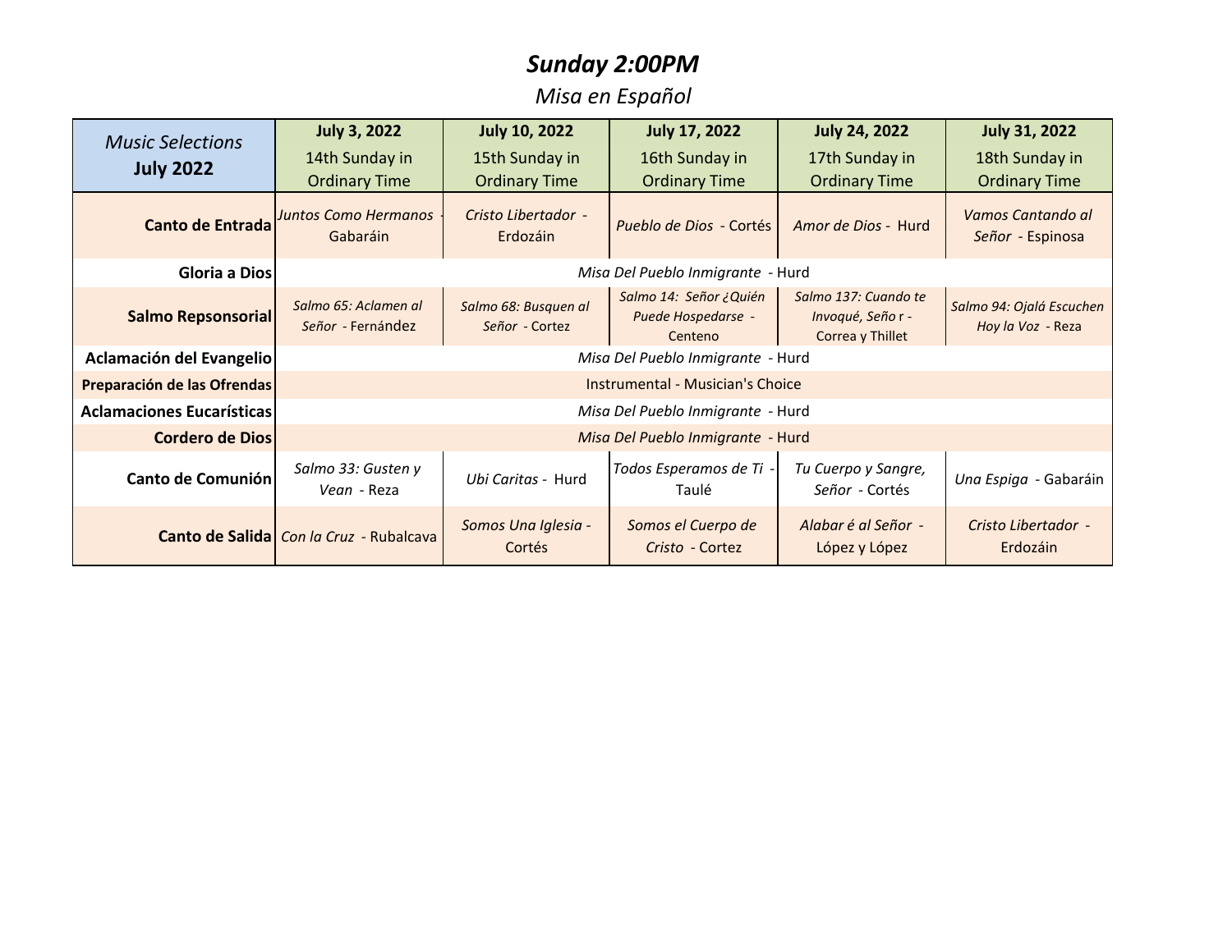# *Sunday 2:00PM*

*Misa en Español*

| *Music Selections* **July 2022** | **July 3, 2022** 14th Sunday in Ordinary Time | **July 10, 2022** 15th Sunday in Ordinary Time | **July 17, 2022** 16th Sunday in Ordinary Time | **July 24, 2022** 17th Sunday in Ordinary Time | **July 31, 2022** 18th Sunday in Ordinary Time |
|---|---|---|---|---|---|
| **Canto de Entrada** | *Juntos Como Hermanos* - Gabaráin | *Cristo Libertador* - Erdozáin | *Pueblo de Dios* - Cortés | *Amor de Dios* - Hurd | *Vamos Cantando al Señor* - Espinosa |
| **Gloria a Dios** | *Misa Del Pueblo Inmigrante* - Hurd | | | | |
| **Salmo Repsonsorial** | *Salmo 65: Aclamen al Señor* - Fernández | *Salmo 68: Busquen al Señor* - Cortez | *Salmo 14: Señor ¿Quién Puede Hospedarse* - Centeno | *Salmo 137: Cuando te Invoqué, Seño* r - Correa y Thillet | *Salmo 94: Ojalá Escuchen Hoy la Voz* - Reza |
| **Aclamación del Evangelio** | *Misa Del Pueblo Inmigrante* - Hurd | | | | |
| **Preparación de las Ofrendas** | Instrumental - Musician's Choice | | | | |
| **Aclamaciones Eucarísticas** | *Misa Del Pueblo Inmigrante* - Hurd | | | | |
| **Cordero de Dios** | *Misa Del Pueblo Inmigrante* - Hurd | | | | |
| **Canto de Comunión** | *Salmo 33: Gusten y Vean* - Reza | *Ubi Caritas* - Hurd | *Todos Esperamos de Ti* - Taulé | *Tu Cuerpo y Sangre, Señor* - Cortés | *Una Espiga* - Gabaráin |
| **Canto de Salida** | *Con la Cruz* - Rubalcava | *Somos Una Iglesia* - Cortés | *Somos el Cuerpo de Cristo* - Cortez | *Alabaré al Señor* - López y López | *Cristo Libertador* - Erdozáin |